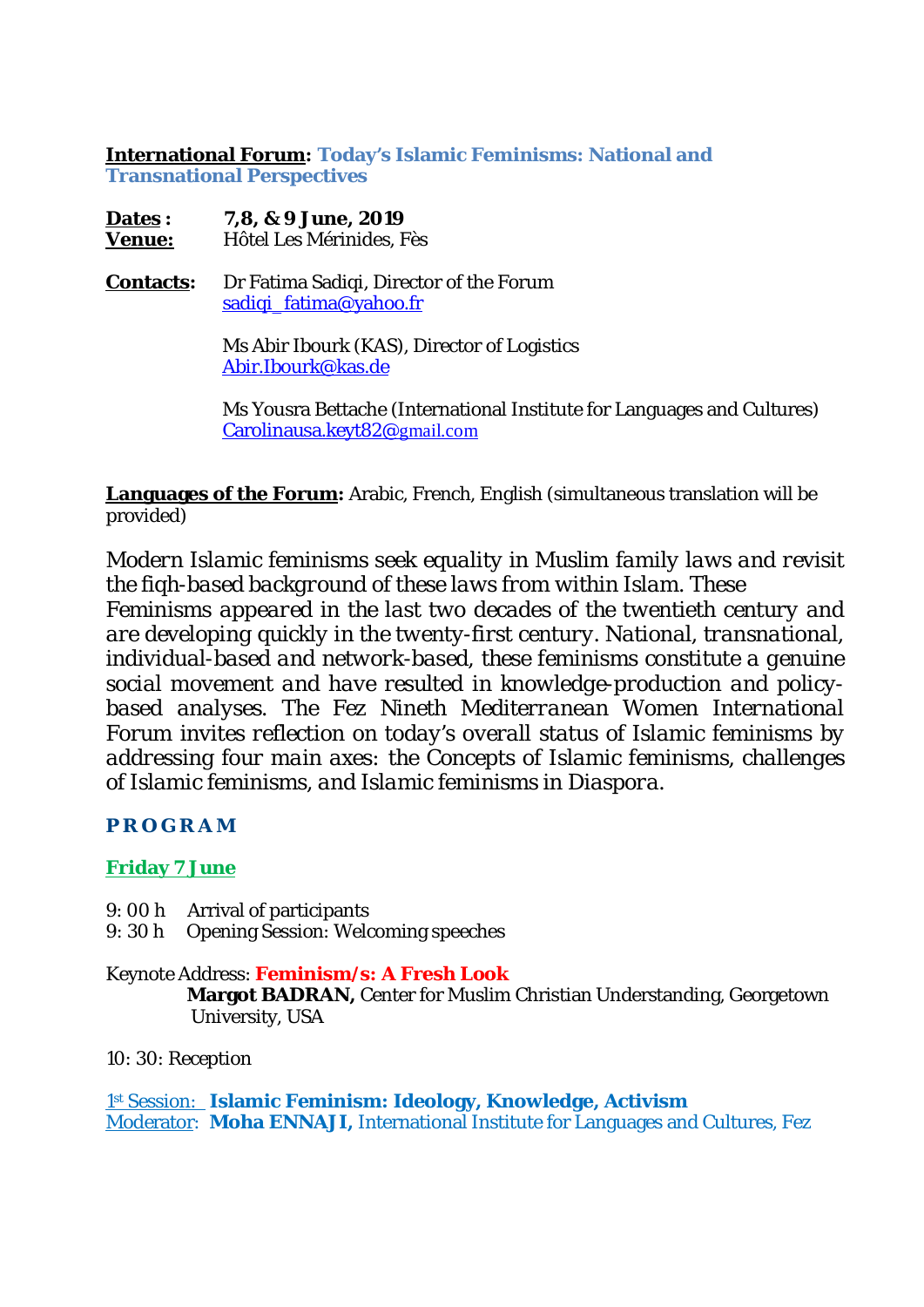**International Forum: Today's Islamic Feminisms: National and Transnational Perspectives**

**Dates :** **7,8, & 9 June, 2019**
**Venue:** Hôtel Les Mérinides, Fès

**Contacts:** Dr Fatima Sadiqi, Director of the Forum
sadiqi_fatima@yahoo.fr

Ms Abir Ibourk (KAS), Director of Logistics
Abir.Ibourk@kas.de

Ms Yousra Bettache (International Institute for Languages and Cultures)
Carolinausa.keyt82@gmail.com

**Languages of the Forum:** Arabic, French, English (simultaneous translation will be provided)

*Modern Islamic feminisms seek equality in Muslim family laws and revisit the fiqh-based background of these laws from within Islam. These Feminisms appeared in the last two decades of the twentieth century and are developing quickly in the twenty-first century. National, transnational, individual-based and network-based, these feminisms constitute a genuine social movement and have resulted in knowledge-production and policy-based analyses. The Fez Nineth Mediterranean Women International Forum invites reflection on today's overall status of Islamic feminisms by addressing four main axes: the Concepts of Islamic feminisms, challenges of Islamic feminisms, and Islamic feminisms in Diaspora.*

## PROGRAM

### Friday 7 June

9: 00 h Arrival of participants
9: 30 h Opening Session: Welcoming speeches

Keynote Address: **Feminism/s: A Fresh Look**
**Margot BADRAN,** Center for Muslim Christian Understanding, Georgetown University, USA

10: 30: Reception

1st Session: **Islamic Feminism: Ideology, Knowledge, Activism**
Moderator: **Moha ENNAJI,** International Institute for Languages and Cultures, Fez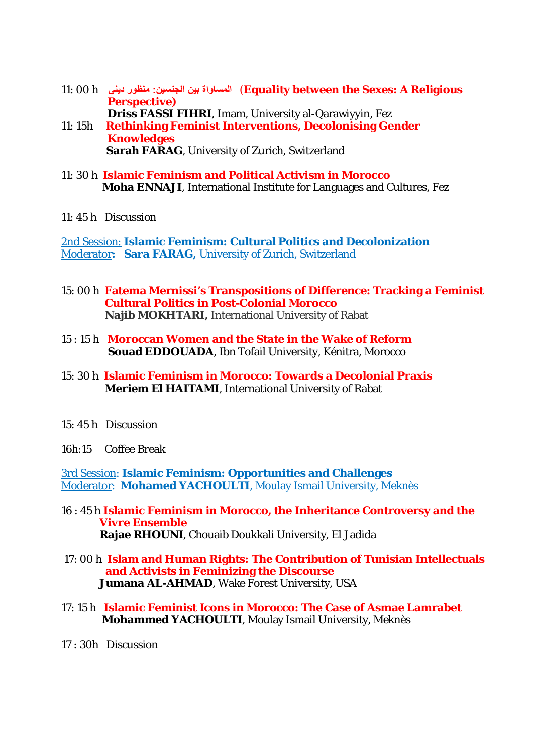11: 00 h **المساواة بين الجنسين: منظور ديني (Equality between the Sexes: A Religious Perspective)**
**Driss FASSI FIHRI**, Imam, University al-Qarawiyyin, Fez

11: 15h **Rethinking Feminist Interventions, Decolonising Gender Knowledges**
**Sarah FARAG**, University of Zurich, Switzerland

11: 30 h **Islamic Feminism and Political Activism in Morocco**
**Moha ENNAJI**, International Institute for Languages and Cultures, Fez

11: 45 h Discussion

2nd Session: **Islamic Feminism: Cultural Politics and Decolonization**
Moderator**: Sara FARAG,** University of Zurich, Switzerland

15: 00 h **Fatema Mernissi's Transpositions of Difference: Tracking a Feminist Cultural Politics in Post-Colonial Morocco**
**Najib MOKHTARI,** International University of Rabat

15 : 15 h **Moroccan Women and the State in the Wake of Reform**
**Souad EDDOUADA**, Ibn Tofail University, Kénitra, Morocco

15: 30 h **Islamic Feminism in Morocco: Towards a Decolonial Praxis**
**Meriem El HAITAMI**, International University of Rabat

15: 45 h Discussion

16h:15 Coffee Break

3rd Session: **Islamic Feminism: Opportunities and Challenges**
Moderator: **Mohamed YACHOULTI**, Moulay Ismail University, Meknès

16 : 45 h **Islamic Feminism in Morocco, the Inheritance Controversy and the Vivre Ensemble**
**Rajae RHOUNI**, Chouaib Doukkali University, El Jadida

17: 00 h **Islam and Human Rights: The Contribution of Tunisian Intellectuals and Activists in Feminizing the Discourse**
**Jumana AL-AHMAD**, Wake Forest University, USA

17: 15 h **Islamic Feminist Icons in Morocco: The Case of Asmae Lamrabet**
**Mohammed YACHOULTI**, Moulay Ismail University, Meknès

17 : 30h Discussion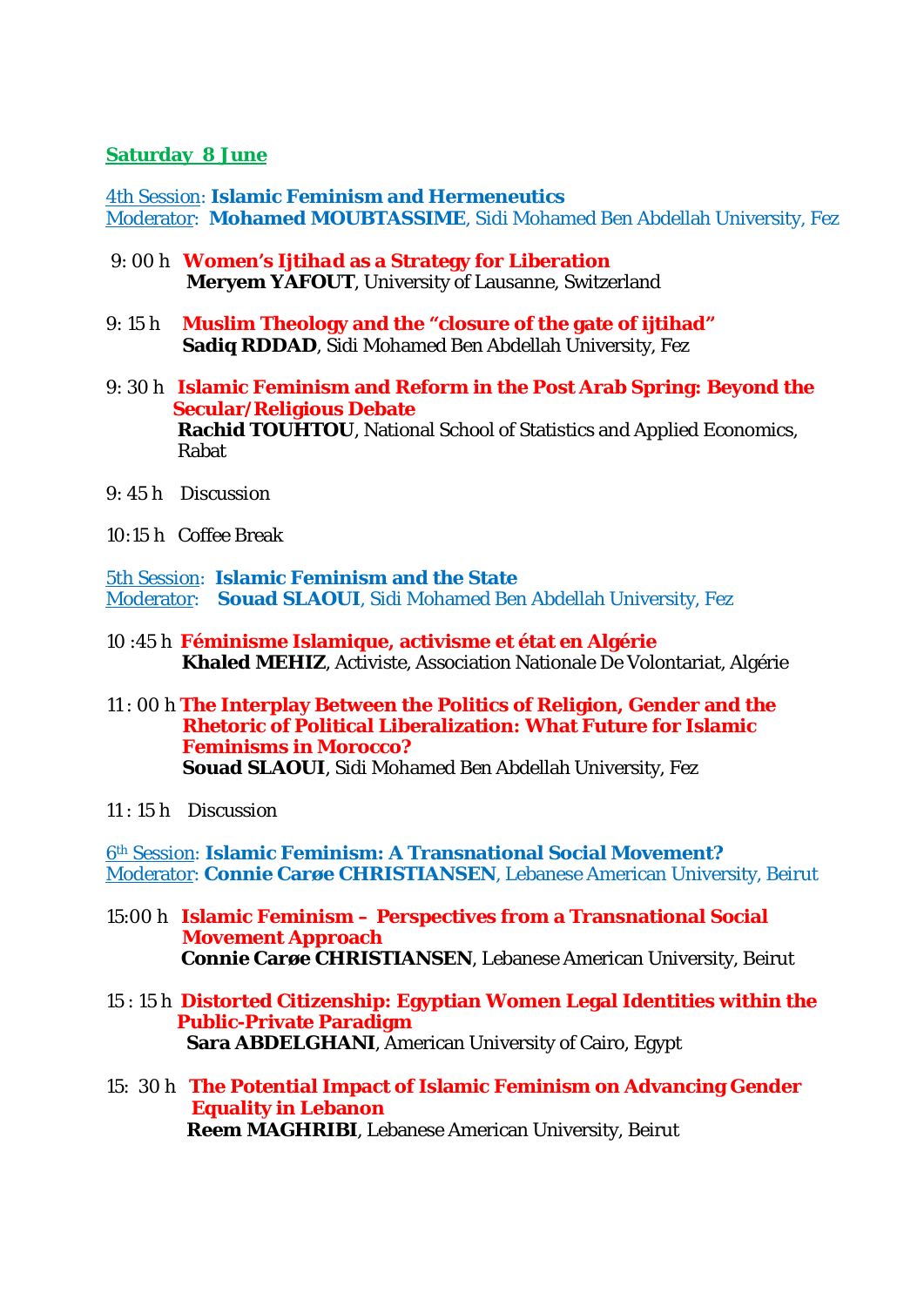## Saturday 8 June

**4th Session: Islamic Feminism and Hermeneutics**
Moderator: **Mohamed MOUBTASSIME**, Sidi Mohamed Ben Abdellah University, Fez

9: 00 h **Women's Ijtihad as a Strategy for Liberation**
**Meryem YAFOUT**, University of Lausanne, Switzerland

9: 15 h **Muslim Theology and the "closure of the gate of ijtihad"**
**Sadiq RDDAD**, Sidi Mohamed Ben Abdellah University, Fez

9: 30 h **Islamic Feminism and Reform in the Post Arab Spring: Beyond the Secular/Religious Debate**
**Rachid TOUHTOU**, National School of Statistics and Applied Economics, Rabat

9: 45 h Discussion

10:15 h Coffee Break

**5th Session: Islamic Feminism and the State**
Moderator: **Souad SLAOUI**, Sidi Mohamed Ben Abdellah University, Fez

10 :45 h **Féminisme Islamique, activisme et état en Algérie**
**Khaled MEHIZ**, Activiste, Association Nationale De Volontariat, Algérie

11 : 00 h **The Interplay Between the Politics of Religion, Gender and the Rhetoric of Political Liberalization: What Future for Islamic Feminisms in Morocco?**
**Souad SLAOUI**, Sidi Mohamed Ben Abdellah University, Fez

11 : 15 h Discussion

**6th Session: Islamic Feminism: A Transnational Social Movement?**
Moderator: **Connie Carøe CHRISTIANSEN**, Lebanese American University, Beirut

15:00 h **Islamic Feminism – Perspectives from a Transnational Social Movement Approach**
**Connie Carøe CHRISTIANSEN**, Lebanese American University, Beirut

15 : 15 h **Distorted Citizenship: Egyptian Women Legal Identities within the Public-Private Paradigm**
**Sara ABDELGHANI**, American University of Cairo, Egypt

15: 30 h **The Potential Impact of Islamic Feminism on Advancing Gender Equality in Lebanon**
**Reem MAGHRIBI**, Lebanese American University, Beirut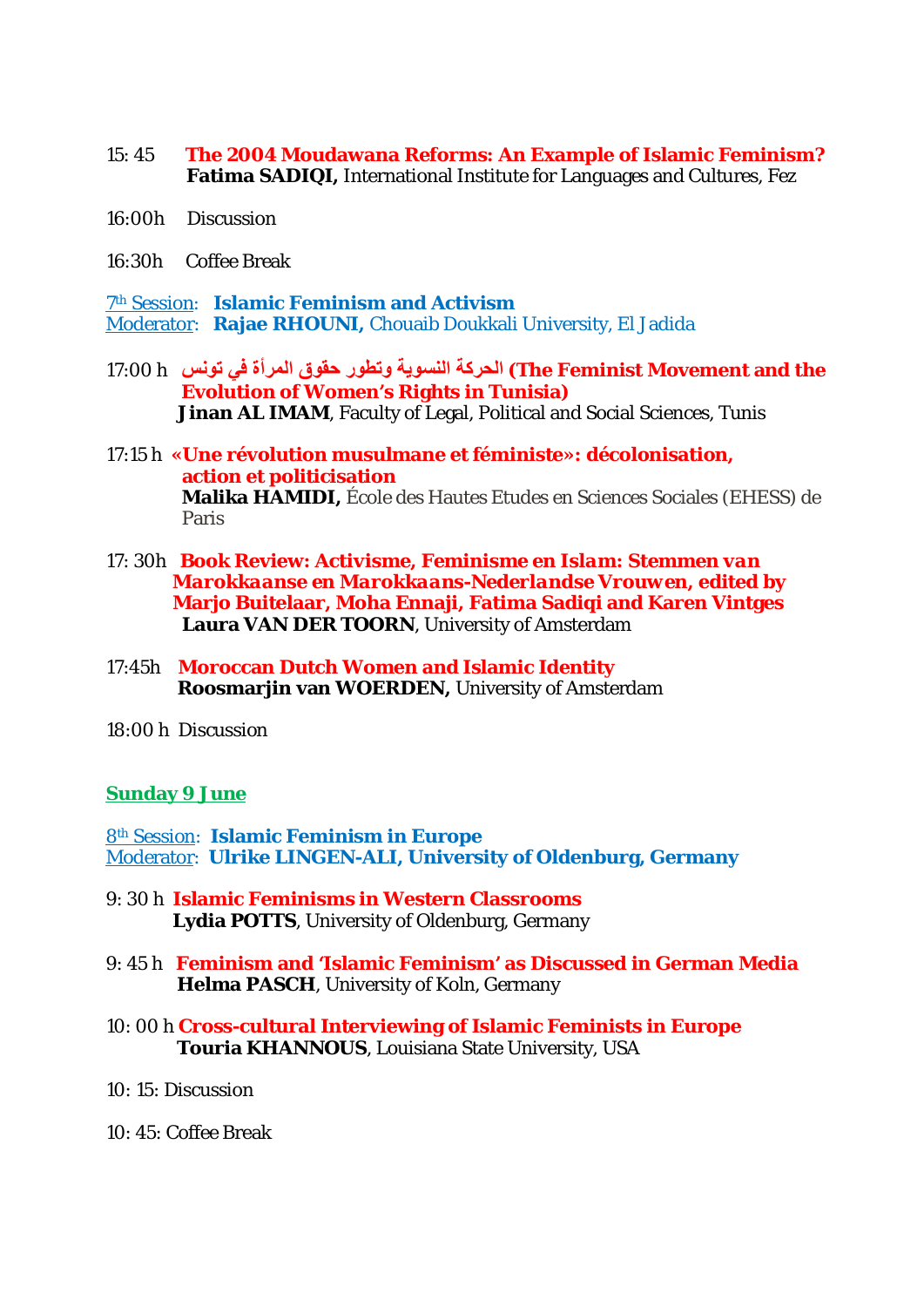15: 45 **The 2004 Moudawana Reforms: An Example of Islamic Feminism?**
**Fatima SADIQI,** International Institute for Languages and Cultures, Fez

16:00h Discussion

16:30h Coffee Break

7th Session: **Islamic Feminism and Activism**
Moderator: **Rajae RHOUNI,** Chouaib Doukkali University, El Jadida

17:00 h **الحركة النسوية وتطور حقوق المرأة في تونس (The Feminist Movement and the Evolution of Women's Rights in Tunisia)**
**Jinan AL IMAM**, Faculty of Legal, Political and Social Sciences, Tunis

17:15 h **«Une révolution musulmane et féministe»: décolonisation, action et politicisation**
**Malika HAMIDI,** École des Hautes Etudes en Sciences Sociales (EHESS) de Paris

17: 30h **Book Review: *Activisme, Feminisme en Islam: Stemmen van Marokkaanse en Marokkaans-Nederlandse Vrouwen*, edited by Marjo Buitelaar, Moha Ennaji, Fatima Sadiqi and Karen Vintges**
**Laura VAN DER TOORN**, University of Amsterdam

17:45h **Moroccan Dutch Women and Islamic Identity**
**Roosmarjin van WOERDEN,** University of Amsterdam

18:00 h Discussion

## Sunday 9 June

8th Session: **Islamic Feminism in Europe**
Moderator: **Ulrike LINGEN-ALI, University of Oldenburg, Germany**

9: 30 h **Islamic Feminisms in Western Classrooms**
**Lydia POTTS**, University of Oldenburg, Germany

9: 45 h **Feminism and 'Islamic Feminism' as Discussed in German Media**
**Helma PASCH**, University of Koln, Germany

10: 00 h **Cross-cultural Interviewing of Islamic Feminists in Europe**
**Touria KHANNOUS**, Louisiana State University, USA

10: 15: Discussion

10: 45: Coffee Break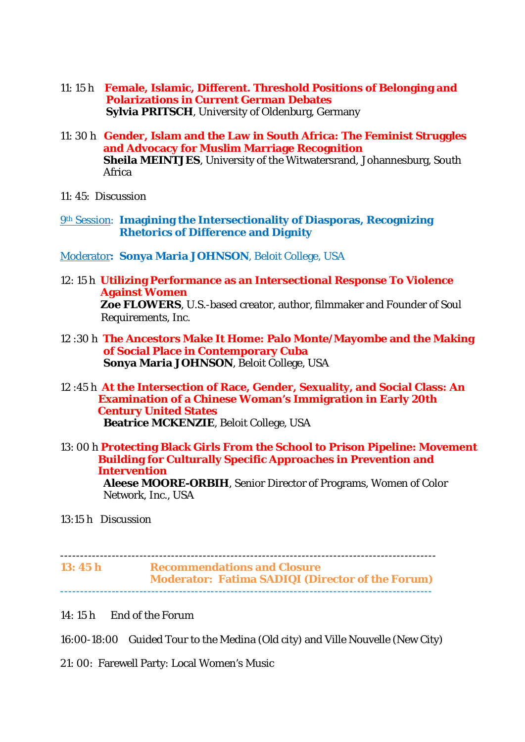11: 15 h **Female, Islamic, Different. Threshold Positions of Belonging and Polarizations in Current German Debates**
**Sylvia PRITSCH**, University of Oldenburg, Germany

11: 30 h **Gender, Islam and the Law in South Africa: The Feminist Struggles and Advocacy for Muslim Marriage Recognition**
**Sheila MEINTJES**, University of the Witwatersrand, Johannesburg, South Africa

11: 45: Discussion

9th Session: **Imagining the Intersectionality of Diasporas, Recognizing Rhetorics of Difference and Dignity**

Moderator**: Sonya Maria JOHNSON**, Beloit College, USA

12: 15 h **Utilizing Performance as an Intersectional Response To Violence Against Women**
**Zoe FLOWERS**, U.S.-based creator, author, filmmaker and Founder of Soul Requirements, Inc.

12 :30 h **The Ancestors Make It Home: Palo Monte/Mayombe and the Making of Social Place in Contemporary Cuba**
**Sonya Maria JOHNSON**, Beloit College, USA

12 :45 h **At the Intersection of Race, Gender, Sexuality, and Social Class: An Examination of a Chinese Woman's Immigration in Early 20th Century United States**
**Beatrice MCKENZIE**, Beloit College, USA

13: 00 h **Protecting Black Girls From the School to Prison Pipeline: Movement Building for Culturally Specific Approaches in Prevention and Intervention**
**Aleese MOORE-ORBIH**, Senior Director of Programs, Women of Color Network, Inc., USA

13:15 h Discussion

---

**13: 45 h Recommendations and Closure**
**Moderator: Fatima SADIQI (Director of the Forum)**

---

14: 15 h End of the Forum

16:00-18:00 Guided Tour to the Medina (Old city) and Ville Nouvelle (New City)

21: 00: Farewell Party: Local Women's Music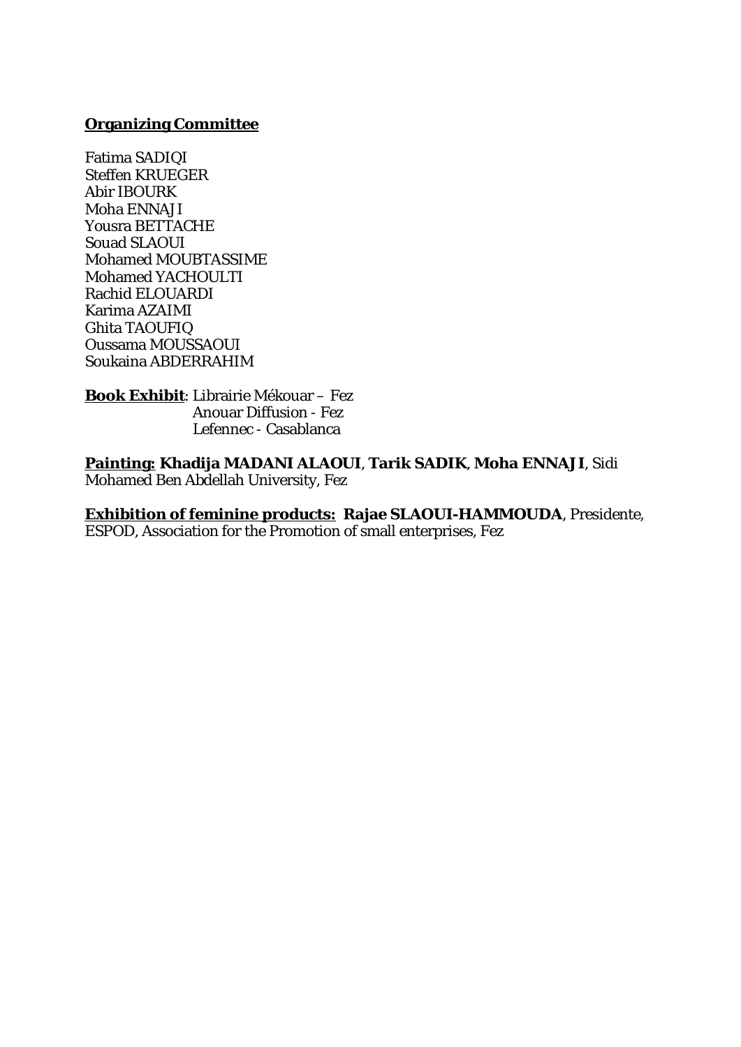**Organizing Committee**

Fatima SADIQI
Steffen KRUEGER
Abir IBOURK
Moha ENNAJI
Yousra BETTACHE
Souad SLAOUI
Mohamed MOUBTASSIME
Mohamed YACHOULTI
Rachid ELOUARDI
Karima AZAIMI
Ghita TAOUFIQ
Oussama MOUSSAOUI
Soukaina ABDERRAHIM

**Book Exhibit**: Librairie Mékouar – Fez
Anouar Diffusion - Fez
Lefennec - Casablanca

**Painting:** **Khadija MADANI ALAOUI**, **Tarik SADIK**, **Moha ENNAJI**, Sidi Mohamed Ben Abdellah University, Fez

**Exhibition of feminine products:** **Rajae SLAOUI-HAMMOUDA**, Presidente, ESPOD, Association for the Promotion of small enterprises, Fez